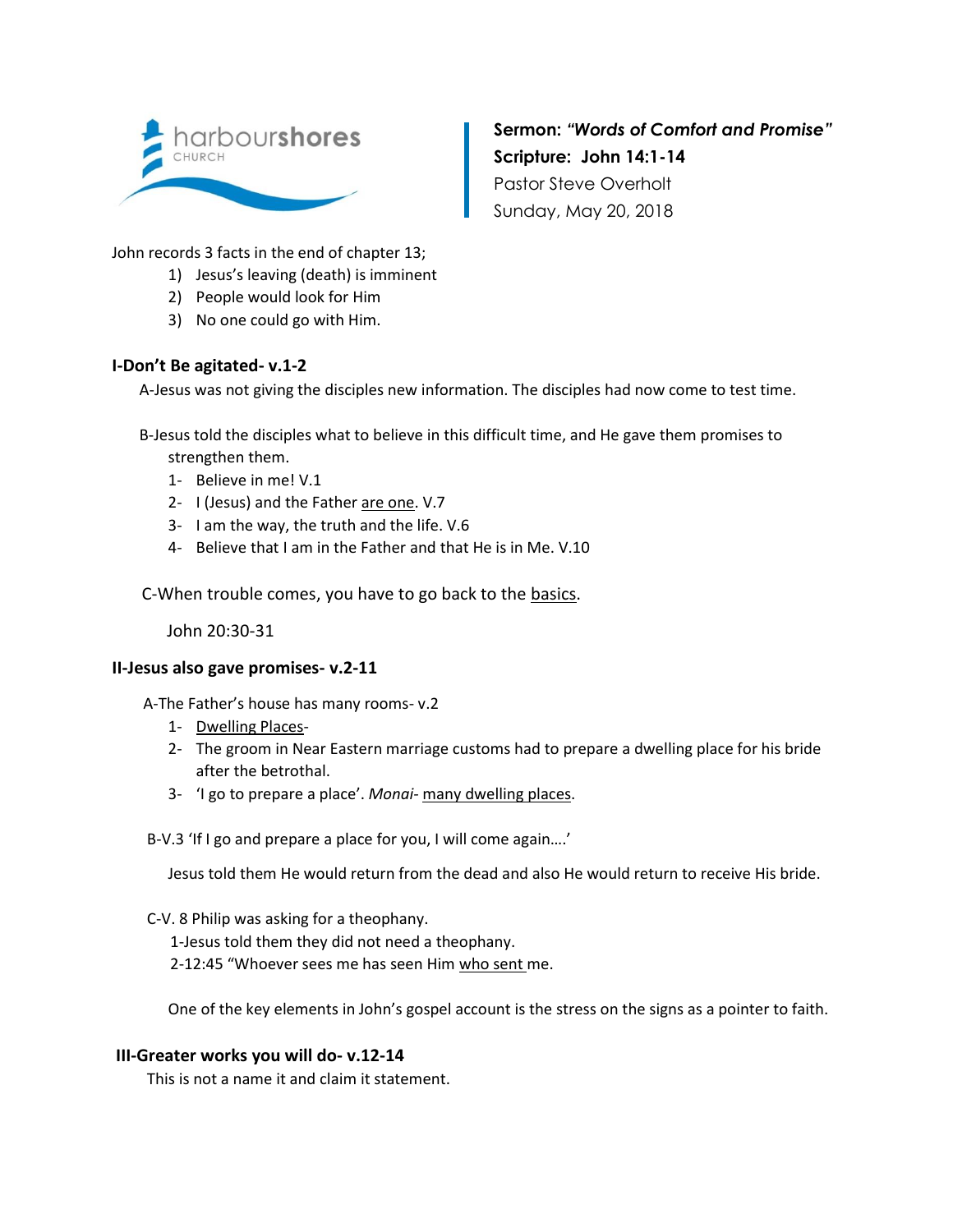harbourshores CHURCH

**Sermon: *"Words of Comfort and Promise"***
**Scripture: John 14:1-14**
Pastor Steve Overholt
Sunday, May 20, 2018

John records 3 facts in the end of chapter 13;

1) Jesus's leaving (death) is imminent
2) People would look for Him
3) No one could go with Him.

### I-Don't Be agitated- v.1-2

A-Jesus was not giving the disciples new information. The disciples had now come to test time.

B-Jesus told the disciples what to believe in this difficult time, and He gave them promises to strengthen them.

1- Believe in me! V.1
2- I (Jesus) and the Father are one. V.7
3- I am the way, the truth and the life. V.6
4- Believe that I am in the Father and that He is in Me. V.10

C-When trouble comes, you have to go back to the basics.

John 20:30-31

### II-Jesus also gave promises- v.2-11

A-The Father's house has many rooms- v.2

1- Dwelling Places-
2- The groom in Near Eastern marriage customs had to prepare a dwelling place for his bride after the betrothal.
3- 'I go to prepare a place'. *Monai*- many dwelling places.

B-V.3 'If I go and prepare a place for you, I will come again….'

Jesus told them He would return from the dead and also He would return to receive His bride.

C-V. 8 Philip was asking for a theophany.

1-Jesus told them they did not need a theophany.
2-12:45 "Whoever sees me has seen Him who sent me.

One of the key elements in John's gospel account is the stress on the signs as a pointer to faith.

### III-Greater works you will do- v.12-14

This is not a name it and claim it statement.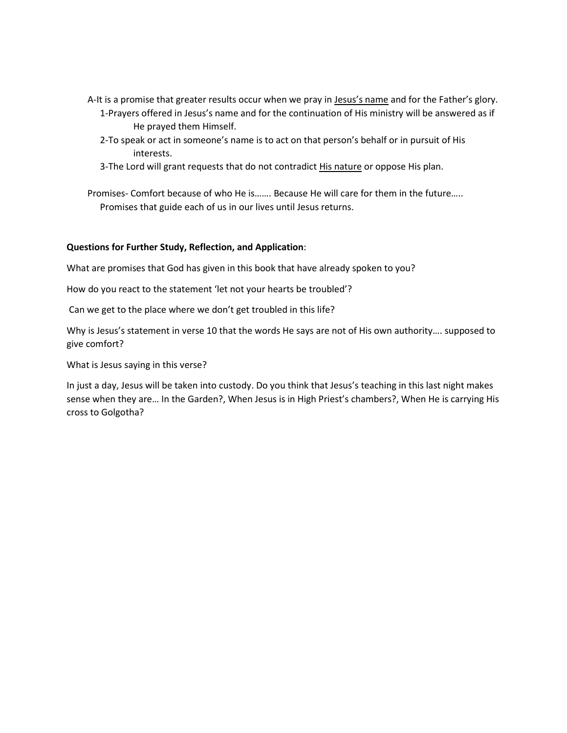A-It is a promise that greater results occur when we pray in <u>Jesus's name</u> and for the Father's glory.

1-Prayers offered in Jesus's name and for the continuation of His ministry will be answered as if He prayed them Himself.

2-To speak or act in someone's name is to act on that person's behalf or in pursuit of His interests.

3-The Lord will grant requests that do not contradict <u>His nature</u> or oppose His plan.

Promises- Comfort because of who He is……. Because He will care for them in the future…..
Promises that guide each of us in our lives until Jesus returns.

**Questions for Further Study, Reflection, and Application**:

What are promises that God has given in this book that have already spoken to you?

How do you react to the statement 'let not your hearts be troubled'?

Can we get to the place where we don't get troubled in this life?

Why is Jesus's statement in verse 10 that the words He says are not of His own authority…. supposed to give comfort?

What is Jesus saying in this verse?

In just a day, Jesus will be taken into custody. Do you think that Jesus's teaching in this last night makes sense when they are… In the Garden?, When Jesus is in High Priest's chambers?, When He is carrying His cross to Golgotha?